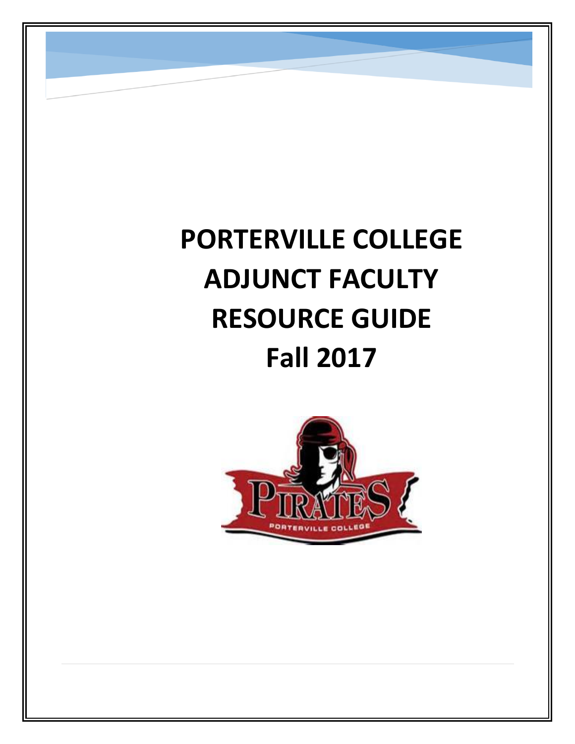# PORTERVILLE COLLEGE ADJUNCT FACULTY RESOURCE GUIDE Fall 2017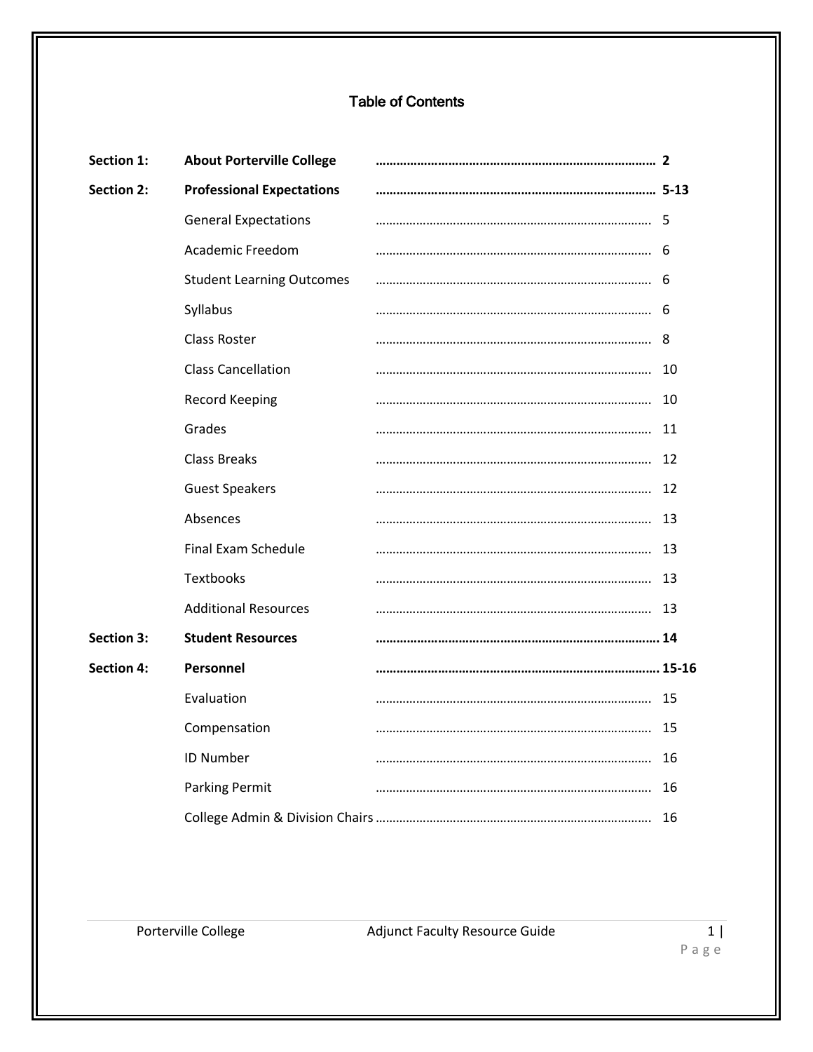# Table of Contents

| | | |
|---|---|---|
| **Section 1:** | **About Porterville College** | **2** |
| **Section 2:** | **Professional Expectations** | **5-13** |
| | General Expectations | 5 |
| | Academic Freedom | 6 |
| | Student Learning Outcomes | 6 |
| | Syllabus | 6 |
| | Class Roster | 8 |
| | Class Cancellation | 10 |
| | Record Keeping | 10 |
| | Grades | 11 |
| | Class Breaks | 12 |
| | Guest Speakers | 12 |
| | Absences | 13 |
| | Final Exam Schedule | 13 |
| | Textbooks | 13 |
| | Additional Resources | 13 |
| **Section 3:** | **Student Resources** | **14** |
| **Section 4:** | **Personnel** | **15-16** |
| | Evaluation | 15 |
| | Compensation | 15 |
| | ID Number | 16 |
| | Parking Permit | 16 |
| | College Admin & Division Chairs | 16 |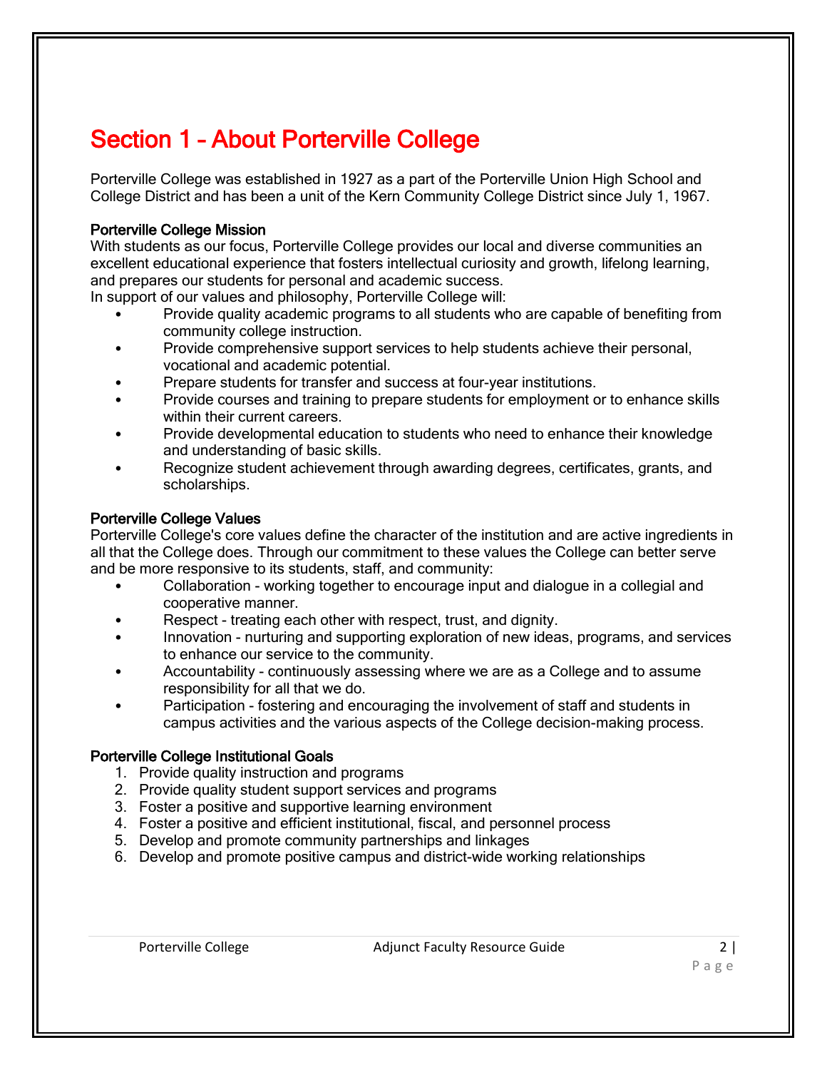# Section 1 – About Porterville College

Porterville College was established in 1927 as a part of the Porterville Union High School and College District and has been a unit of the Kern Community College District since July 1, 1967.

### Porterville College Mission

With students as our focus, Porterville College provides our local and diverse communities an excellent educational experience that fosters intellectual curiosity and growth, lifelong learning, and prepares our students for personal and academic success.

In support of our values and philosophy, Porterville College will:

- Provide quality academic programs to all students who are capable of benefiting from community college instruction.
- Provide comprehensive support services to help students achieve their personal, vocational and academic potential.
- Prepare students for transfer and success at four-year institutions.
- Provide courses and training to prepare students for employment or to enhance skills within their current careers.
- Provide developmental education to students who need to enhance their knowledge and understanding of basic skills.
- Recognize student achievement through awarding degrees, certificates, grants, and scholarships.

### Porterville College Values

Porterville College's core values define the character of the institution and are active ingredients in all that the College does. Through our commitment to these values the College can better serve and be more responsive to its students, staff, and community:

- Collaboration - working together to encourage input and dialogue in a collegial and cooperative manner.
- Respect - treating each other with respect, trust, and dignity.
- Innovation - nurturing and supporting exploration of new ideas, programs, and services to enhance our service to the community.
- Accountability - continuously assessing where we are as a College and to assume responsibility for all that we do.
- Participation - fostering and encouraging the involvement of staff and students in campus activities and the various aspects of the College decision-making process.

### Porterville College Institutional Goals

1. Provide quality instruction and programs
2. Provide quality student support services and programs
3. Foster a positive and supportive learning environment
4. Foster a positive and efficient institutional, fiscal, and personnel process
5. Develop and promote community partnerships and linkages
6. Develop and promote positive campus and district-wide working relationships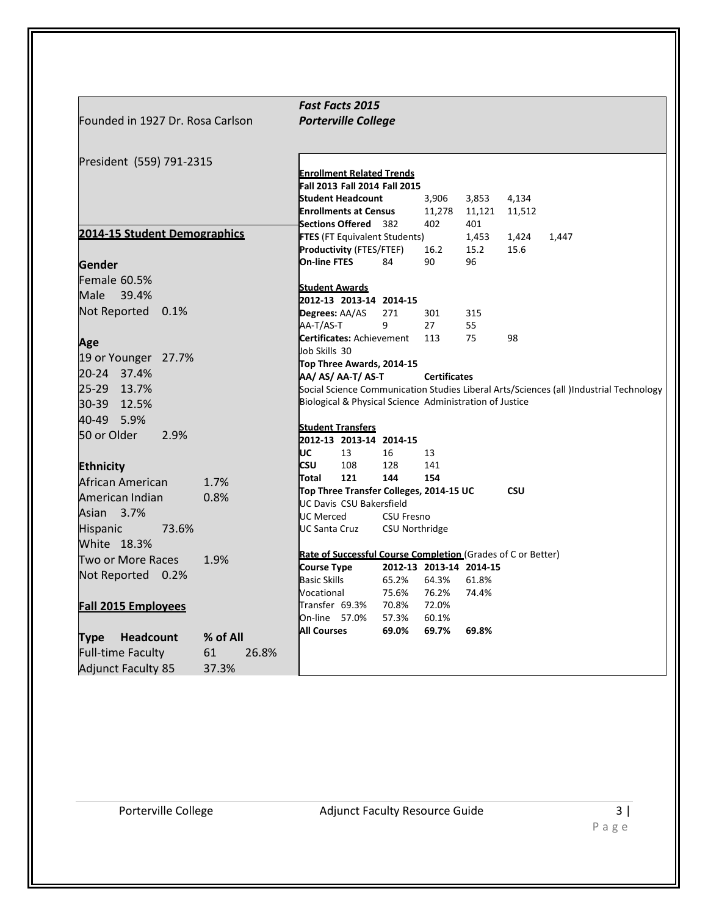Founded in 1927 Dr. Rosa Carlson

***Fast Facts 2015***
***Porterville College***

President (559) 791-2315

## 2014-15 Student Demographics

**Gender**

Female 60.5%
Male 39.4%
Not Reported 0.1%

**Age**

19 or Younger 27.7%
20-24 37.4%
25-29 13.7%
30-39 12.5%
40-49 5.9%
50 or Older 2.9%

**Ethnicity**

African American 1.7%
American Indian 0.8%
Asian 3.7%
Hispanic 73.6%
White 18.3%
Two or More Races 1.9%
Not Reported 0.2%

## Fall 2015 Employees

| Type | Headcount | % of All |
|---|---|---|
| Full-time Faculty | 61 | 26.8% |
| Adjunct Faculty | 85 | 37.3% |

**Enrollment Related Trends**

| | Fall 2013 | Fall 2014 | Fall 2015 |
|---|---|---|---|
| **Student Headcount** | 3,906 | 3,853 | 4,134 |
| **Enrollments at Census** | 11,278 | 11,121 | 11,512 |
| **Sections Offered** | 382 | 402 | 401 |
| **FTES** (FT Equivalent Students) | 1,453 | 1,424 | 1,447 |
| **Productivity** (FTES/FTEF) | 16.2 | 15.2 | 15.6 |
| **On-line FTES** | 84 | 90 | 96 |

**Student Awards**

| | 2012-13 | 2013-14 | 2014-15 |
|---|---|---|---|
| **Degrees:** AA/AS | 271 | 301 | 315 |
| AA-T/AS-T | 9 | 27 | 55 |
| **Certificates:** Achievement | 113 | 75 | 98 |
| Job Skills | 30 | | |

**Top Three Awards, 2014-15**

| AA/ AS/ AA-T/ AS-T | Certificates |
|---|---|
| Social Science | Liberal Arts/Sciences (all ) |
| Communication Studies | Industrial Technology |
| Biological & Physical Science | Administration of Justice |

**Student Transfers**

| | 2012-13 | 2013-14 | 2014-15 |
|---|---|---|---|
| **UC** | 13 | 16 | 13 |
| **CSU** | 108 | 128 | 141 |
| **Total** | **121** | **144** | **154** |

**Top Three Transfer Colleges, 2014-15**

| UC | CSU |
|---|---|
| UC Davis | CSU Bakersfield |
| UC Merced | CSU Fresno |
| UC Santa Cruz | CSU Northridge |

**Rate of Successful Course Completion** (Grades of C or Better)

| Course Type | 2012-13 | 2013-14 | 2014-15 |
|---|---|---|---|
| Basic Skills | 65.2% | 64.3% | 61.8% |
| Vocational | 75.6% | 76.2% | 74.4% |
| Transfer | 69.3% | 70.8% | 72.0% |
| On-line | 57.0% | 57.3% | 60.1% |
| **All Courses** | **69.0%** | **69.7%** | **69.8%** |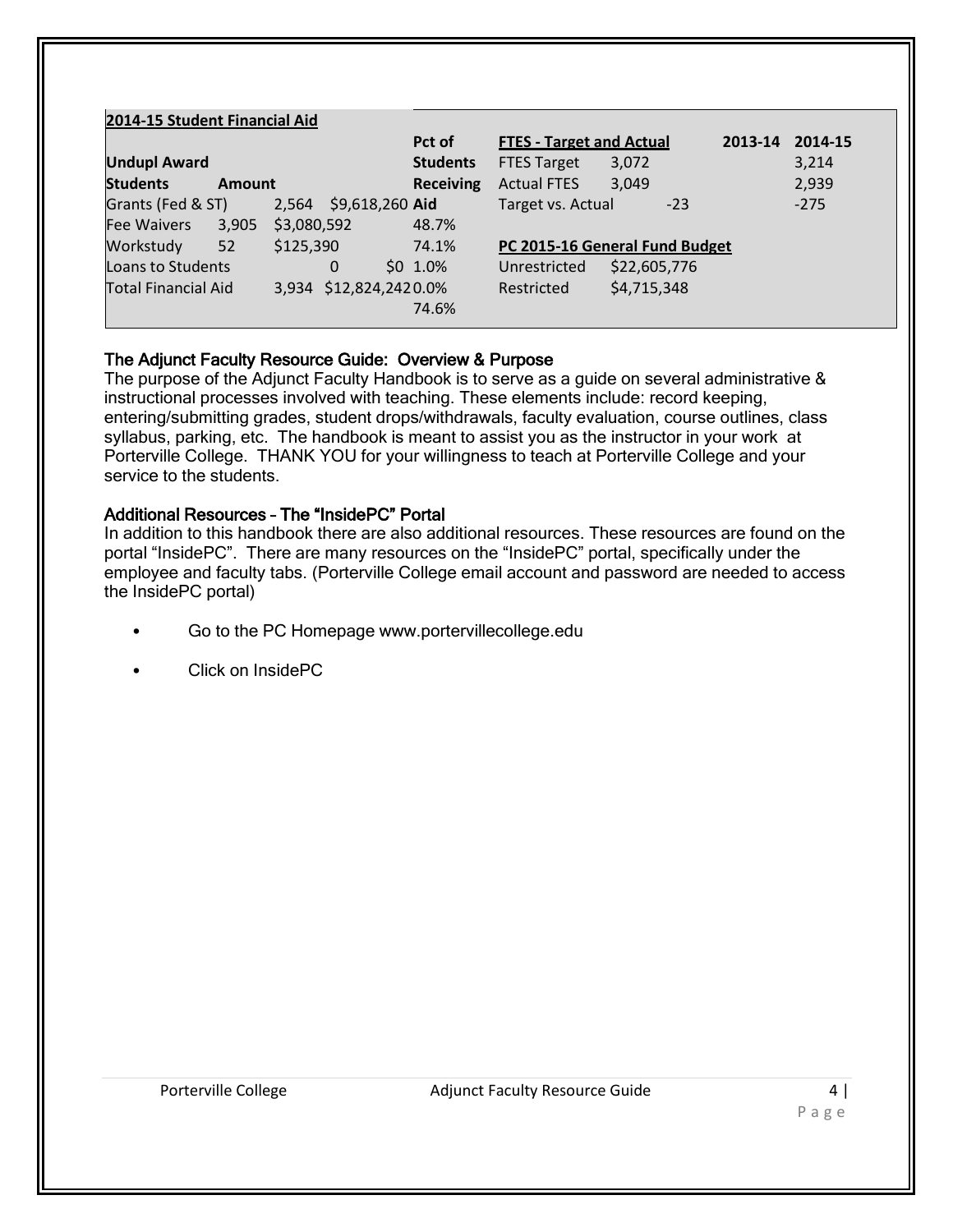**2014-15 Student Financial Aid**

| Undupl Award Students | | Amount | Pct of Students Receiving Aid |
|---|---|---|---|
| Grants (Fed & ST) | 2,564 | $9,618,260 | 48.7% |
| Fee Waivers | 3,905 | $3,080,592 | 74.1% |
| Workstudy | 52 | $125,390 | 1.0% |
| Loans to Students | 0 | $0 | 0.0% |
| Total Financial Aid | 3,934 | $12,824,242 | 74.6% |

| FTES - Target and Actual | 2013-14 | 2014-15 |
|---|---|---|
| FTES Target | 3,072 | 3,214 |
| Actual FTES | 3,049 | 2,939 |
| Target vs. Actual | -23 | -275 |

| PC 2015-16 General Fund Budget | |
|---|---|
| Unrestricted | $22,605,776 |
| Restricted | $4,715,348 |

## The Adjunct Faculty Resource Guide: Overview & Purpose

The purpose of the Adjunct Faculty Handbook is to serve as a guide on several administrative & instructional processes involved with teaching. These elements include: record keeping, entering/submitting grades, student drops/withdrawals, faculty evaluation, course outlines, class syllabus, parking, etc. The handbook is meant to assist you as the instructor in your work at Porterville College. THANK YOU for your willingness to teach at Porterville College and your service to the students.

## Additional Resources – The "InsidePC" Portal

In addition to this handbook there are also additional resources. These resources are found on the portal "InsidePC". There are many resources on the "InsidePC" portal, specifically under the employee and faculty tabs. (Porterville College email account and password are needed to access the InsidePC portal)

- Go to the PC Homepage www.portervillecollege.edu
- Click on InsidePC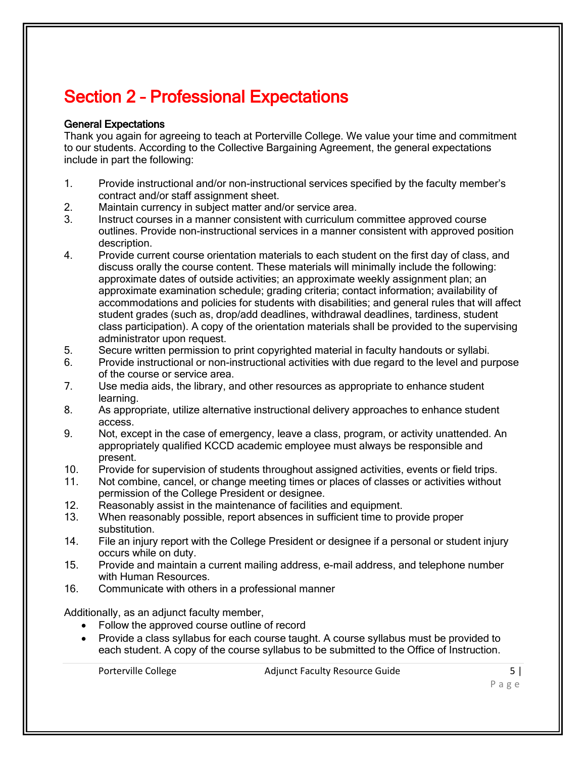# Section 2 – Professional Expectations

**General Expectations**

Thank you again for agreeing to teach at Porterville College. We value your time and commitment to our students. According to the Collective Bargaining Agreement, the general expectations include in part the following:

1. Provide instructional and/or non-instructional services specified by the faculty member's contract and/or staff assignment sheet.
2. Maintain currency in subject matter and/or service area.
3. Instruct courses in a manner consistent with curriculum committee approved course outlines. Provide non-instructional services in a manner consistent with approved position description.
4. Provide current course orientation materials to each student on the first day of class, and discuss orally the course content. These materials will minimally include the following: approximate dates of outside activities; an approximate weekly assignment plan; an approximate examination schedule; grading criteria; contact information; availability of accommodations and policies for students with disabilities; and general rules that will affect student grades (such as, drop/add deadlines, withdrawal deadlines, tardiness, student class participation). A copy of the orientation materials shall be provided to the supervising administrator upon request.
5. Secure written permission to print copyrighted material in faculty handouts or syllabi.
6. Provide instructional or non-instructional activities with due regard to the level and purpose of the course or service area.
7. Use media aids, the library, and other resources as appropriate to enhance student learning.
8. As appropriate, utilize alternative instructional delivery approaches to enhance student access.
9. Not, except in the case of emergency, leave a class, program, or activity unattended. An appropriately qualified KCCD academic employee must always be responsible and present.
10. Provide for supervision of students throughout assigned activities, events or field trips.
11. Not combine, cancel, or change meeting times or places of classes or activities without permission of the College President or designee.
12. Reasonably assist in the maintenance of facilities and equipment.
13. When reasonably possible, report absences in sufficient time to provide proper substitution.
14. File an injury report with the College President or designee if a personal or student injury occurs while on duty.
15. Provide and maintain a current mailing address, e-mail address, and telephone number with Human Resources.
16. Communicate with others in a professional manner

Additionally, as an adjunct faculty member,

- Follow the approved course outline of record
- Provide a class syllabus for each course taught. A course syllabus must be provided to each student. A copy of the course syllabus to be submitted to the Office of Instruction.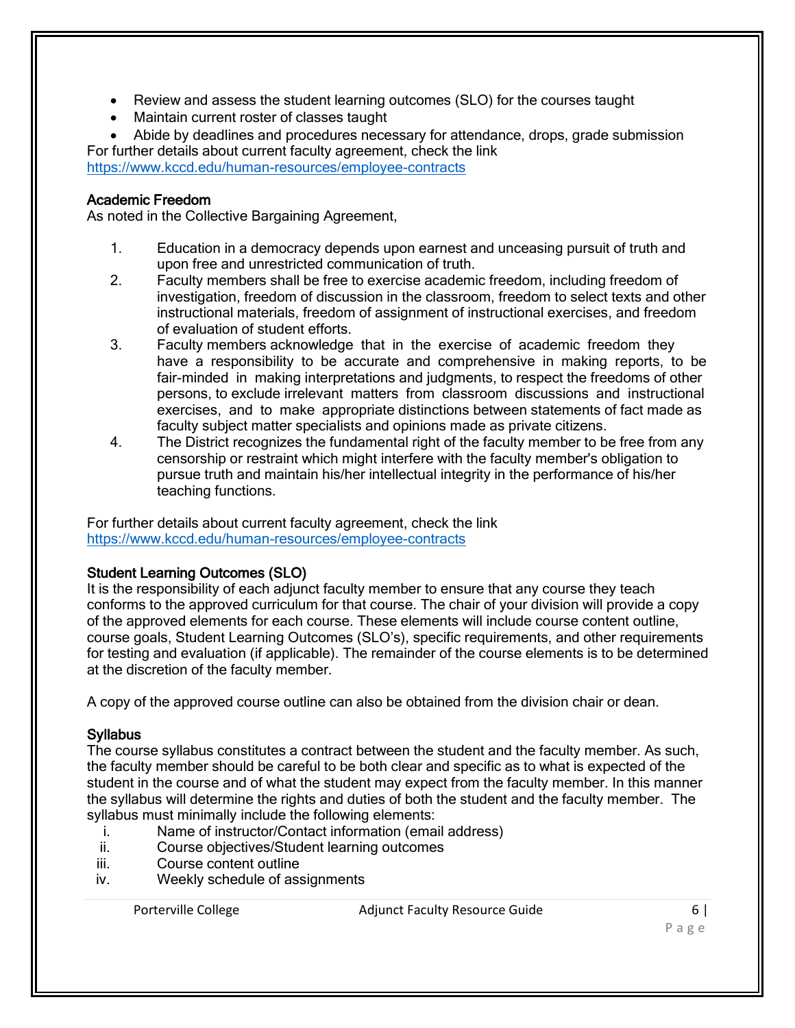- Review and assess the student learning outcomes (SLO) for the courses taught
- Maintain current roster of classes taught
- Abide by deadlines and procedures necessary for attendance, drops, grade submission

For further details about current faculty agreement, check the link
https://www.kccd.edu/human-resources/employee-contracts

**Academic Freedom**

As noted in the Collective Bargaining Agreement,

1. Education in a democracy depends upon earnest and unceasing pursuit of truth and upon free and unrestricted communication of truth.
2. Faculty members shall be free to exercise academic freedom, including freedom of investigation, freedom of discussion in the classroom, freedom to select texts and other instructional materials, freedom of assignment of instructional exercises, and freedom of evaluation of student efforts.
3. Faculty members acknowledge that in the exercise of academic freedom they have a responsibility to be accurate and comprehensive in making reports, to be fair-minded in making interpretations and judgments, to respect the freedoms of other persons, to exclude irrelevant matters from classroom discussions and instructional exercises, and to make appropriate distinctions between statements of fact made as faculty subject matter specialists and opinions made as private citizens.
4. The District recognizes the fundamental right of the faculty member to be free from any censorship or restraint which might interfere with the faculty member's obligation to pursue truth and maintain his/her intellectual integrity in the performance of his/her teaching functions.

For further details about current faculty agreement, check the link
https://www.kccd.edu/human-resources/employee-contracts

**Student Learning Outcomes (SLO)**

It is the responsibility of each adjunct faculty member to ensure that any course they teach conforms to the approved curriculum for that course. The chair of your division will provide a copy of the approved elements for each course. These elements will include course content outline, course goals, Student Learning Outcomes (SLO's), specific requirements, and other requirements for testing and evaluation (if applicable). The remainder of the course elements is to be determined at the discretion of the faculty member.

A copy of the approved course outline can also be obtained from the division chair or dean.

**Syllabus**

The course syllabus constitutes a contract between the student and the faculty member. As such, the faculty member should be careful to be both clear and specific as to what is expected of the student in the course and of what the student may expect from the faculty member. In this manner the syllabus will determine the rights and duties of both the student and the faculty member. The syllabus must minimally include the following elements:

i. Name of instructor/Contact information (email address)
ii. Course objectives/Student learning outcomes
iii. Course content outline
iv. Weekly schedule of assignments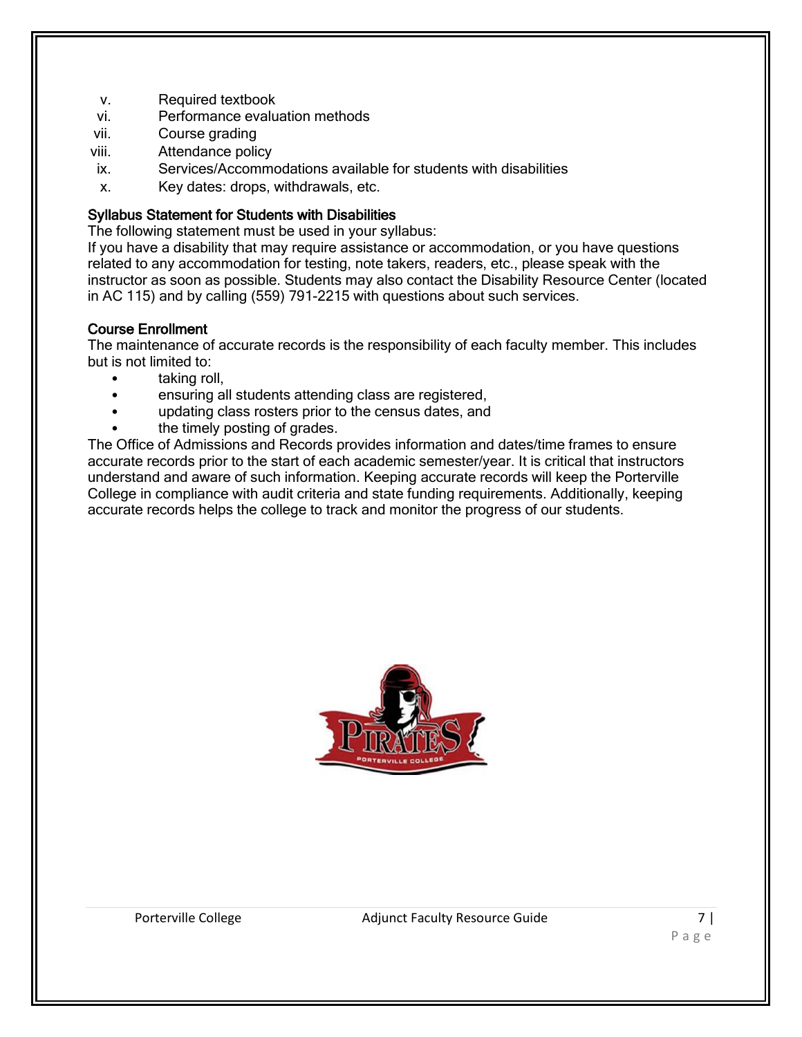v. Required textbook
vi. Performance evaluation methods
vii. Course grading
viii. Attendance policy
ix. Services/Accommodations available for students with disabilities
x. Key dates: drops, withdrawals, etc.

### Syllabus Statement for Students with Disabilities

The following statement must be used in your syllabus:
If you have a disability that may require assistance or accommodation, or you have questions related to any accommodation for testing, note takers, readers, etc., please speak with the instructor as soon as possible. Students may also contact the Disability Resource Center (located in AC 115) and by calling (559) 791-2215 with questions about such services.

### Course Enrollment

The maintenance of accurate records is the responsibility of each faculty member. This includes but is not limited to:

- taking roll,
- ensuring all students attending class are registered,
- updating class rosters prior to the census dates, and
- the timely posting of grades.

The Office of Admissions and Records provides information and dates/time frames to ensure accurate records prior to the start of each academic semester/year. It is critical that instructors understand and aware of such information. Keeping accurate records will keep the Porterville College in compliance with audit criteria and state funding requirements. Additionally, keeping accurate records helps the college to track and monitor the progress of our students.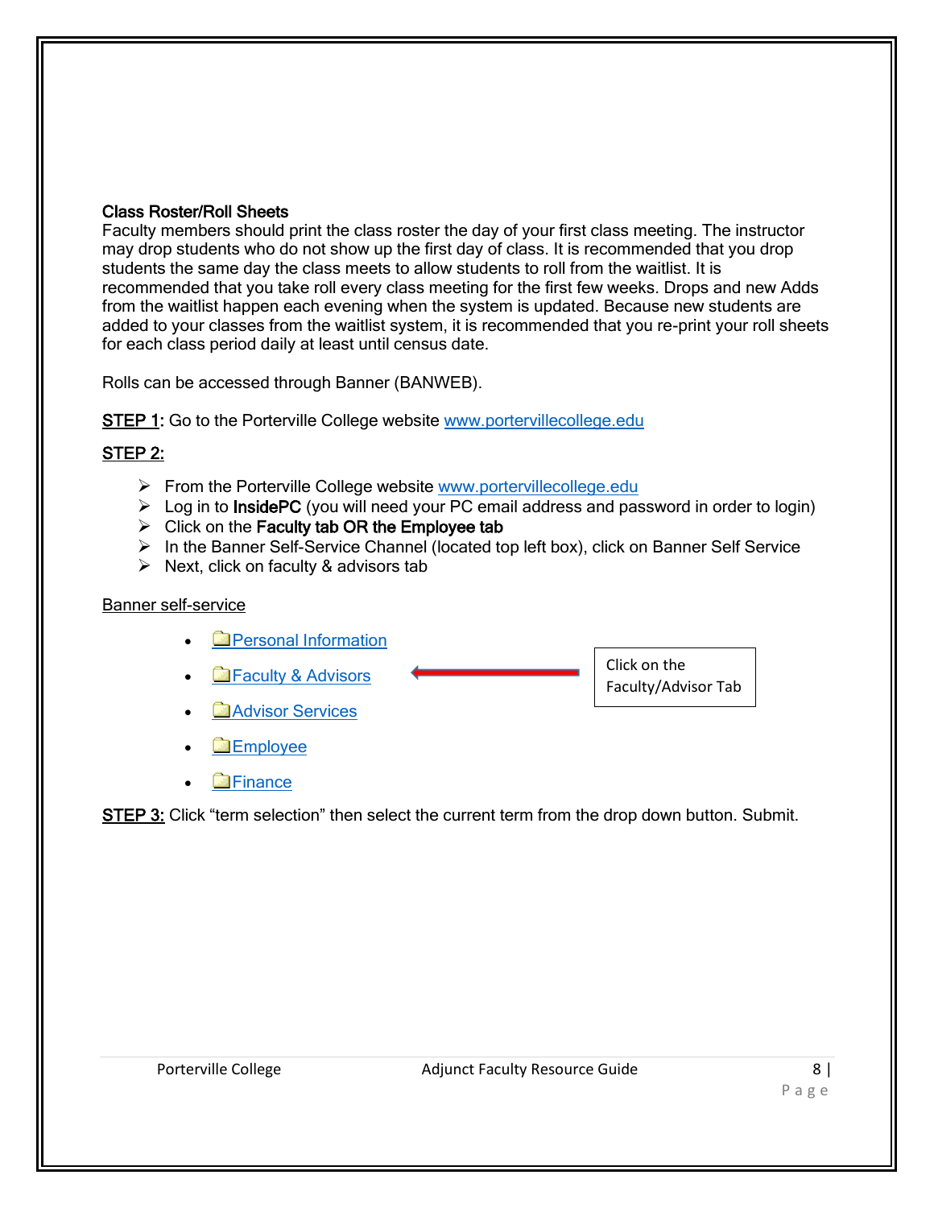**Class Roster/Roll Sheets**

Faculty members should print the class roster the day of your first class meeting. The instructor may drop students who do not show up the first day of class. It is recommended that you drop students the same day the class meets to allow students to roll from the waitlist. It is recommended that you take roll every class meeting for the first few weeks. Drops and new Adds from the waitlist happen each evening when the system is updated. Because new students are added to your classes from the waitlist system, it is recommended that you re-print your roll sheets for each class period daily at least until census date.

Rolls can be accessed through Banner (BANWEB).

**STEP 1**: Go to the Porterville College website [www.portervillecollege.edu](http://www.portervillecollege.edu)

**STEP 2:**

- From the Porterville College website [www.portervillecollege.edu](http://www.portervillecollege.edu)
- Log in to **InsidePC** (you will need your PC email address and password in order to login)
- Click on the **Faculty tab OR the Employee tab**
- In the Banner Self-Service Channel (located top left box), click on Banner Self Service
- Next, click on faculty & advisors tab

Banner self-service

- Personal Information
- Faculty & Advisors ← Click on the Faculty/Advisor Tab
- Advisor Services
- Employee
- Finance

**STEP 3:** Click "term selection" then select the current term from the drop down button. Submit.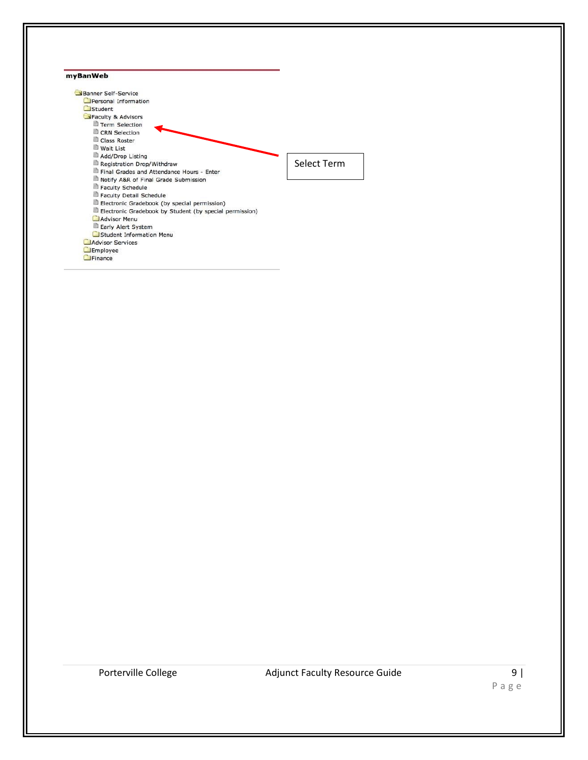**myBanWeb**

- Banner Self-Service
  - Personal Information
  - Student
  - Faculty & Advisors
    - Term Selection
    - CRN Selection
    - Class Roster
    - Wait List
    - Add/Drop Listing
    - Registration Drop/Withdraw
    - Final Grades and Attendance Hours - Enter
    - Notify A&R of Final Grade Submission
    - Faculty Schedule
    - Faculty Detail Schedule
    - Electronic Gradebook (by special permission)
    - Electronic Gradebook by Student (by special permission)
    - Advisor Menu
    - Early Alert System
    - Student Information Menu
  - Advisor Services
  - Employee
  - Finance

Select Term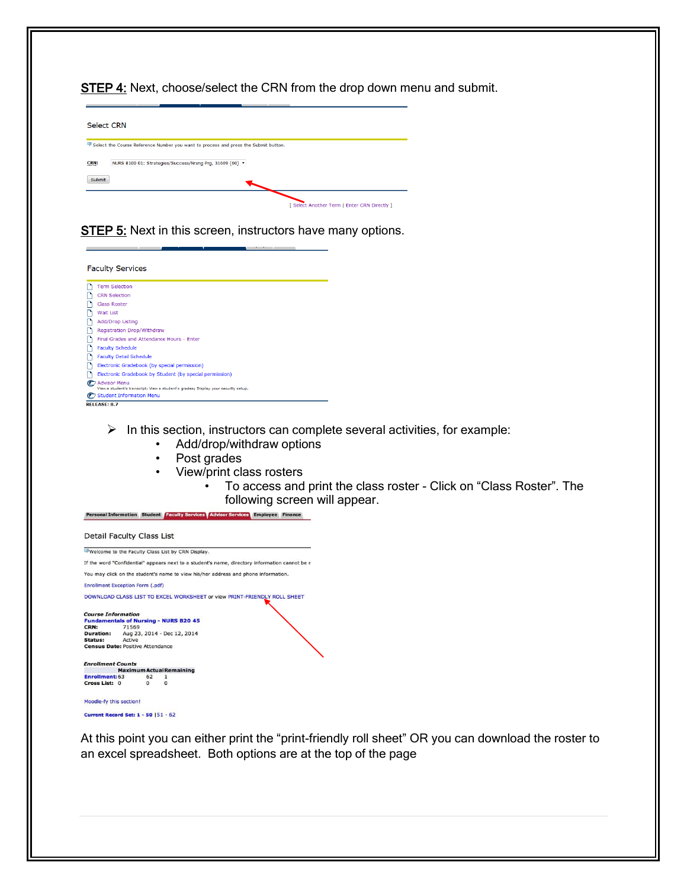**STEP 4:** Next, choose/select the CRN from the drop down menu and submit.

Select CRN

Select the Course Reference Number you want to process and press the Submit button.

CRN: NURS B100 01: Strategies/Success/Nrsng Prg, 31609 (60)

Submit

[ Select Another Term | Enter CRN Directly ]

**STEP 5:** Next in this screen, instructors have many options.

Faculty Services

- Term Selection
- CRN Selection
- Class Roster
- Wait List
- Add/Drop Listing
- Registration Drop/Withdraw
- Final Grades and Attendance Hours - Enter
- Faculty Schedule
- Faculty Detail Schedule
- Electronic Gradebook (by special permission)
- Electronic Gradebook by Student (by special permission)
- Advisor Menu
  View a student's transcript; View a student's grades; Display your security setup.
- Student Information Menu

RELEASE: 8.7

- In this section, instructors can complete several activities, for example:
  - Add/drop/withdraw options
  - Post grades
  - View/print class rosters
    - To access and print the class roster - Click on "Class Roster". The following screen will appear.

Personal Information | Student | Faculty Services | Advisor Services | Employee | Finance

Detail Faculty Class List

Welcome to the Faculty Class List by CRN Display.

If the word "Confidential" appears next to a student's name, directory information cannot be r

You may click on the student's name to view his/her address and phone information.

Enrollment Exception Form (.pdf)

DOWNLOAD CLASS LIST TO EXCEL WORKSHEET or view PRINT-FRIENDLY ROLL SHEET

*Course Information*
**Fundamentals of Nursing - NURS B20 45**
**CRN:** 71569
**Duration:** Aug 23, 2014 - Dec 12, 2014
**Status:** Active
**Census Date:** Positive Attendance

*Enrollment Counts*

| | Maximum | Actual | Remaining |
|---|---|---|---|
| Enrollment: | 63 | 62 | 1 |
| Cross List: | 0 | 0 | 0 |

Moodle-fy this section!

Current Record Set: 1 - 50 | 51 - 62

At this point you can either print the "print-friendly roll sheet" OR you can download the roster to an excel spreadsheet. Both options are at the top of the page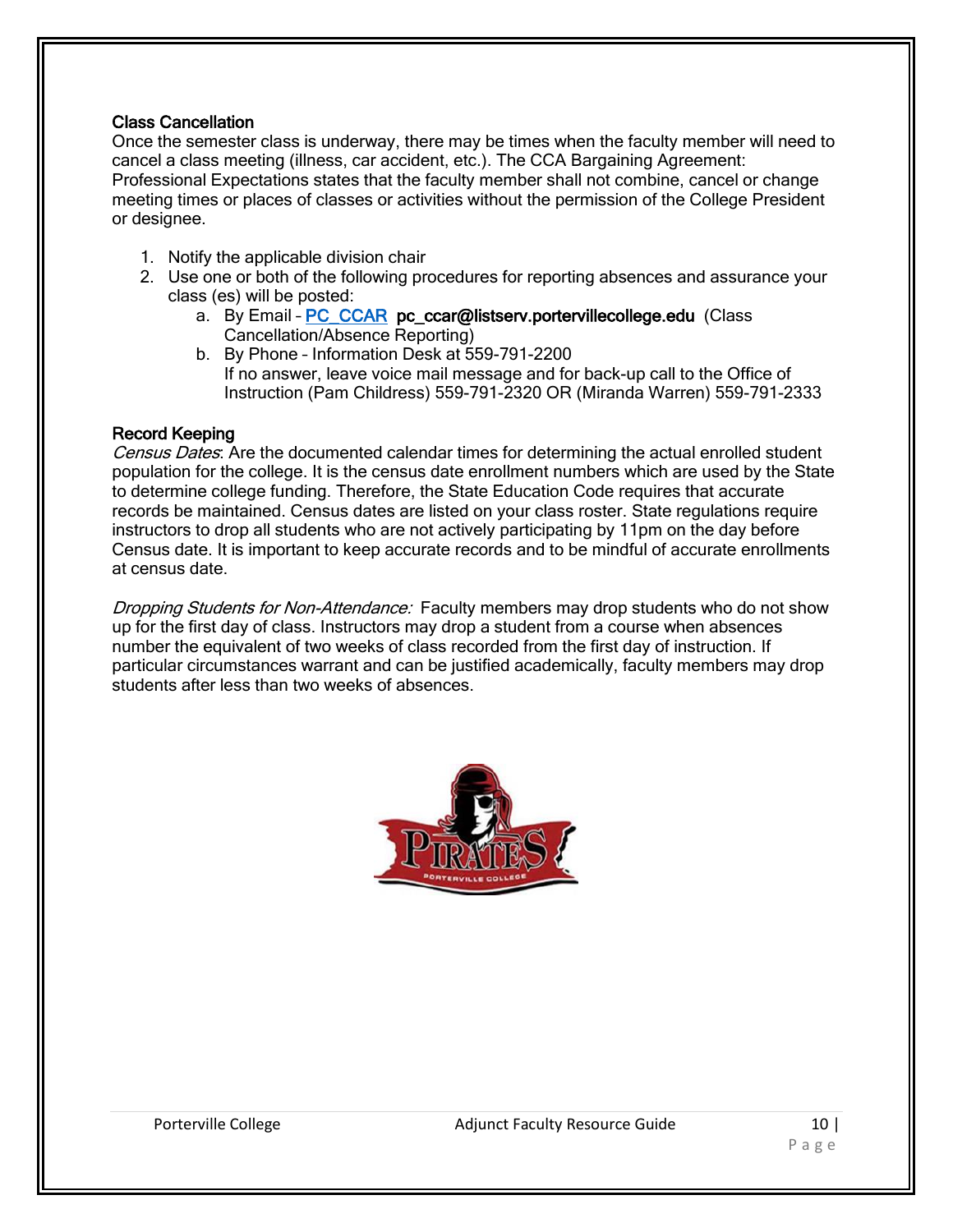### Class Cancellation

Once the semester class is underway, there may be times when the faculty member will need to cancel a class meeting (illness, car accident, etc.). The CCA Bargaining Agreement: Professional Expectations states that the faculty member shall not combine, cancel or change meeting times or places of classes or activities without the permission of the College President or designee.

1. Notify the applicable division chair
2. Use one or both of the following procedures for reporting absences and assurance your class (es) will be posted:
   a. By Email – PC_CCAR **pc_ccar@listserv.portervillecollege.edu** (Class Cancellation/Absence Reporting)
   b. By Phone – Information Desk at 559-791-2200
      If no answer, leave voice mail message and for back-up call to the Office of Instruction (Pam Childress) 559-791-2320 OR (Miranda Warren) 559-791-2333

### Record Keeping

*Census Dates*: Are the documented calendar times for determining the actual enrolled student population for the college. It is the census date enrollment numbers which are used by the State to determine college funding. Therefore, the State Education Code requires that accurate records be maintained. Census dates are listed on your class roster. State regulations require instructors to drop all students who are not actively participating by 11pm on the day before Census date. It is important to keep accurate records and to be mindful of accurate enrollments at census date.

*Dropping Students for Non-Attendance:* Faculty members may drop students who do not show up for the first day of class. Instructors may drop a student from a course when absences number the equivalent of two weeks of class recorded from the first day of instruction. If particular circumstances warrant and can be justified academically, faculty members may drop students after less than two weeks of absences.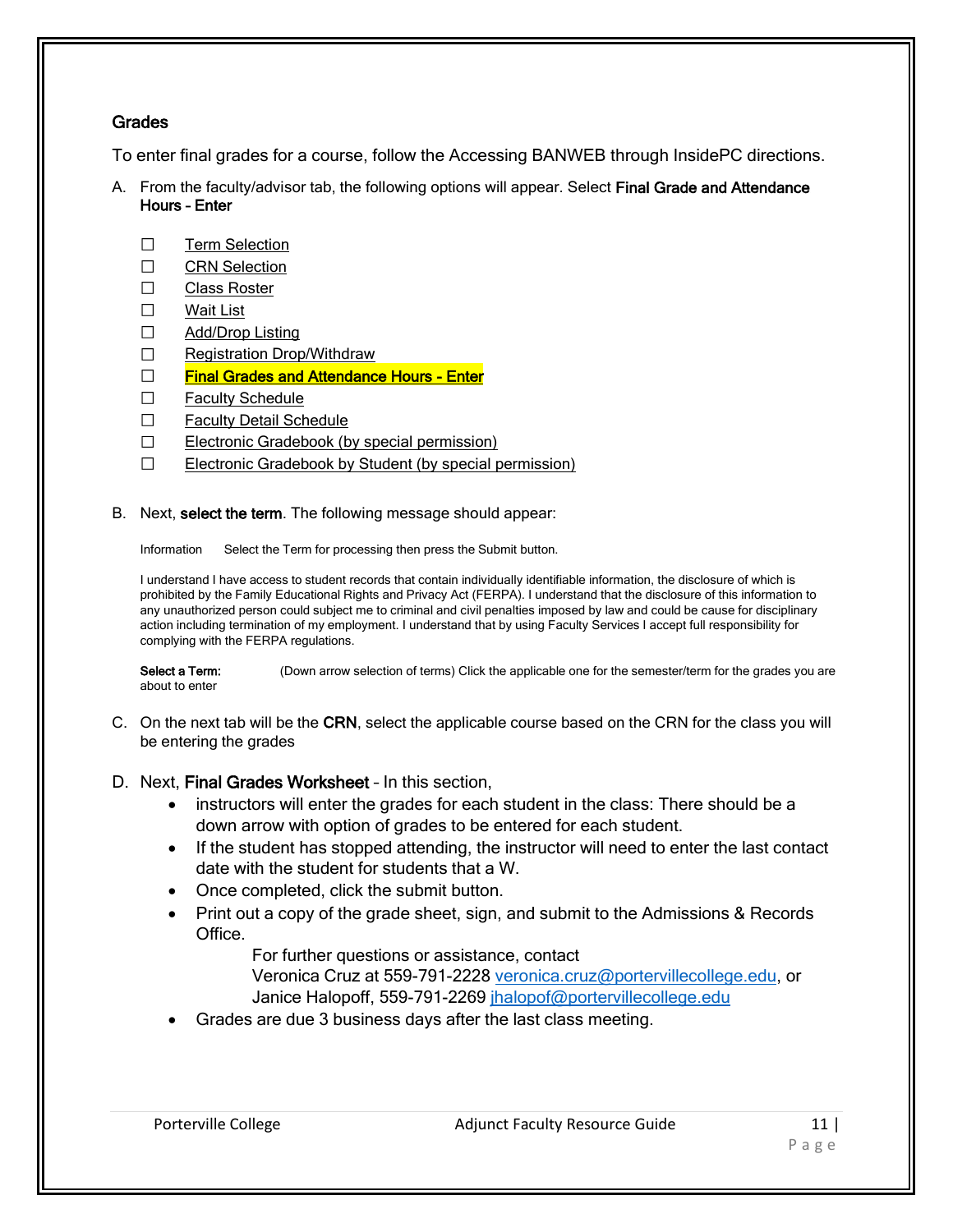## Grades

To enter final grades for a course, follow the Accessing BANWEB through InsidePC directions.

A. From the faculty/advisor tab, the following options will appear. Select **Final Grade and Attendance Hours – Enter**

- ☐ Term Selection
- ☐ CRN Selection
- ☐ Class Roster
- ☐ Wait List
- ☐ Add/Drop Listing
- ☐ Registration Drop/Withdraw
- ☐ **Final Grades and Attendance Hours - Enter**
- ☐ Faculty Schedule
- ☐ Faculty Detail Schedule
- ☐ Electronic Gradebook (by special permission)
- ☐ Electronic Gradebook by Student (by special permission)

B. Next, **select the term**. The following message should appear:

Information Select the Term for processing then press the Submit button.

I understand I have access to student records that contain individually identifiable information, the disclosure of which is prohibited by the Family Educational Rights and Privacy Act (FERPA). I understand that the disclosure of this information to any unauthorized person could subject me to criminal and civil penalties imposed by law and could be cause for disciplinary action including termination of my employment. I understand that by using Faculty Services I accept full responsibility for complying with the FERPA regulations.

**Select a Term:** (Down arrow selection of terms) Click the applicable one for the semester/term for the grades you are about to enter

C. On the next tab will be the **CRN**, select the applicable course based on the CRN for the class you will be entering the grades

D. Next, **Final Grades Worksheet** – In this section,

- instructors will enter the grades for each student in the class: There should be a down arrow with option of grades to be entered for each student.
- If the student has stopped attending, the instructor will need to enter the last contact date with the student for students that a W.
- Once completed, click the submit button.
- Print out a copy of the grade sheet, sign, and submit to the Admissions & Records Office.

  For further questions or assistance, contact
  Veronica Cruz at 559-791-2228 veronica.cruz@portervillecollege.edu, or
  Janice Halopoff, 559-791-2269 jhalopof@portervillecollege.edu
- Grades are due 3 business days after the last class meeting.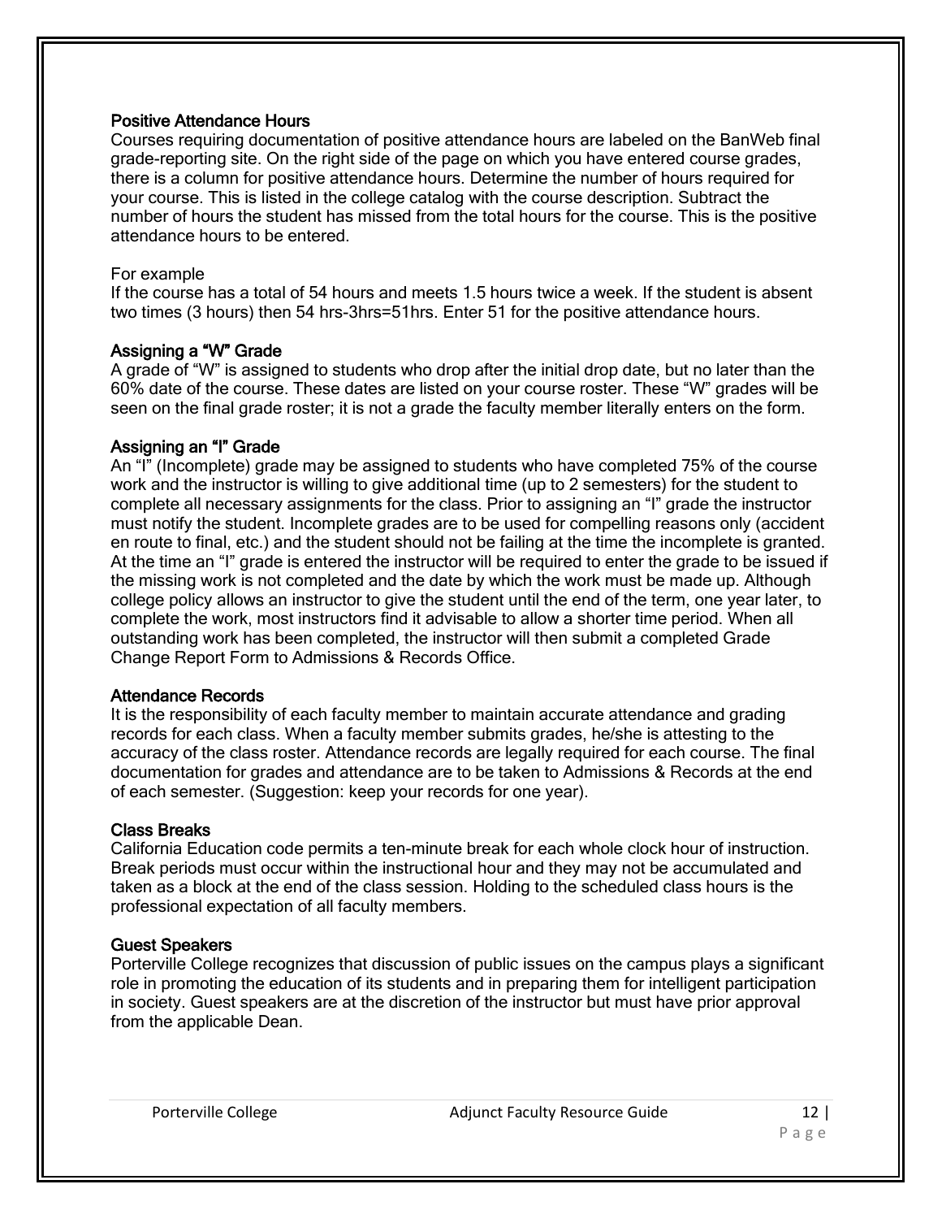### Positive Attendance Hours

Courses requiring documentation of positive attendance hours are labeled on the BanWeb final grade-reporting site. On the right side of the page on which you have entered course grades, there is a column for positive attendance hours. Determine the number of hours required for your course. This is listed in the college catalog with the course description. Subtract the number of hours the student has missed from the total hours for the course. This is the positive attendance hours to be entered.

For example

If the course has a total of 54 hours and meets 1.5 hours twice a week. If the student is absent two times (3 hours) then 54 hrs-3hrs=51hrs. Enter 51 for the positive attendance hours.

### Assigning a "W" Grade

A grade of "W" is assigned to students who drop after the initial drop date, but no later than the 60% date of the course. These dates are listed on your course roster. These "W" grades will be seen on the final grade roster; it is not a grade the faculty member literally enters on the form.

### Assigning an "I" Grade

An "I" (Incomplete) grade may be assigned to students who have completed 75% of the course work and the instructor is willing to give additional time (up to 2 semesters) for the student to complete all necessary assignments for the class. Prior to assigning an "I" grade the instructor must notify the student. Incomplete grades are to be used for compelling reasons only (accident en route to final, etc.) and the student should not be failing at the time the incomplete is granted. At the time an "I" grade is entered the instructor will be required to enter the grade to be issued if the missing work is not completed and the date by which the work must be made up. Although college policy allows an instructor to give the student until the end of the term, one year later, to complete the work, most instructors find it advisable to allow a shorter time period. When all outstanding work has been completed, the instructor will then submit a completed Grade Change Report Form to Admissions & Records Office.

### Attendance Records

It is the responsibility of each faculty member to maintain accurate attendance and grading records for each class. When a faculty member submits grades, he/she is attesting to the accuracy of the class roster. Attendance records are legally required for each course. The final documentation for grades and attendance are to be taken to Admissions & Records at the end of each semester. (Suggestion: keep your records for one year).

### Class Breaks

California Education code permits a ten-minute break for each whole clock hour of instruction. Break periods must occur within the instructional hour and they may not be accumulated and taken as a block at the end of the class session. Holding to the scheduled class hours is the professional expectation of all faculty members.

### Guest Speakers

Porterville College recognizes that discussion of public issues on the campus plays a significant role in promoting the education of its students and in preparing them for intelligent participation in society. Guest speakers are at the discretion of the instructor but must have prior approval from the applicable Dean.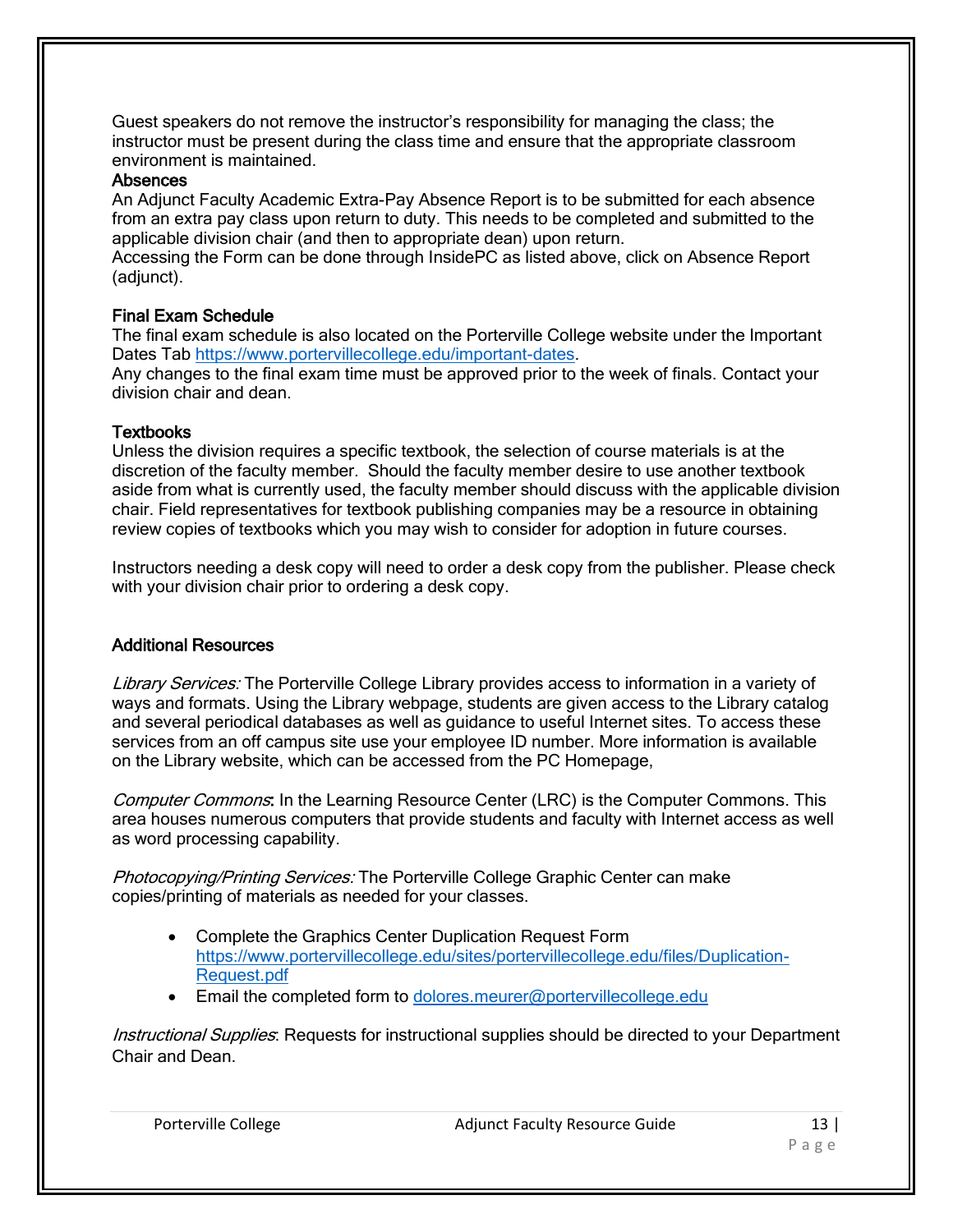Guest speakers do not remove the instructor's responsibility for managing the class; the instructor must be present during the class time and ensure that the appropriate classroom environment is maintained.

### Absences

An Adjunct Faculty Academic Extra-Pay Absence Report is to be submitted for each absence from an extra pay class upon return to duty. This needs to be completed and submitted to the applicable division chair (and then to appropriate dean) upon return.
Accessing the Form can be done through InsidePC as listed above, click on Absence Report (adjunct).

### Final Exam Schedule

The final exam schedule is also located on the Porterville College website under the Important Dates Tab [https://www.portervillecollege.edu/important-dates](https://www.portervillecollege.edu/important-dates).
Any changes to the final exam time must be approved prior to the week of finals. Contact your division chair and dean.

### Textbooks

Unless the division requires a specific textbook, the selection of course materials is at the discretion of the faculty member. Should the faculty member desire to use another textbook aside from what is currently used, the faculty member should discuss with the applicable division chair. Field representatives for textbook publishing companies may be a resource in obtaining review copies of textbooks which you may wish to consider for adoption in future courses.

Instructors needing a desk copy will need to order a desk copy from the publisher. Please check with your division chair prior to ordering a desk copy.

### Additional Resources

*Library Services:* The Porterville College Library provides access to information in a variety of ways and formats. Using the Library webpage, students are given access to the Library catalog and several periodical databases as well as guidance to useful Internet sites. To access these services from an off campus site use your employee ID number. More information is available on the Library website, which can be accessed from the PC Homepage,

*Computer Commons*: In the Learning Resource Center (LRC) is the Computer Commons. This area houses numerous computers that provide students and faculty with Internet access as well as word processing capability.

*Photocopying/Printing Services:* The Porterville College Graphic Center can make copies/printing of materials as needed for your classes.

- Complete the Graphics Center Duplication Request Form [https://www.portervillecollege.edu/sites/portervillecollege.edu/files/Duplication-Request.pdf](https://www.portervillecollege.edu/sites/portervillecollege.edu/files/Duplication-Request.pdf)
- Email the completed form to [dolores.meurer@portervillecollege.edu](mailto:dolores.meurer@portervillecollege.edu)

*Instructional Supplies*: Requests for instructional supplies should be directed to your Department Chair and Dean.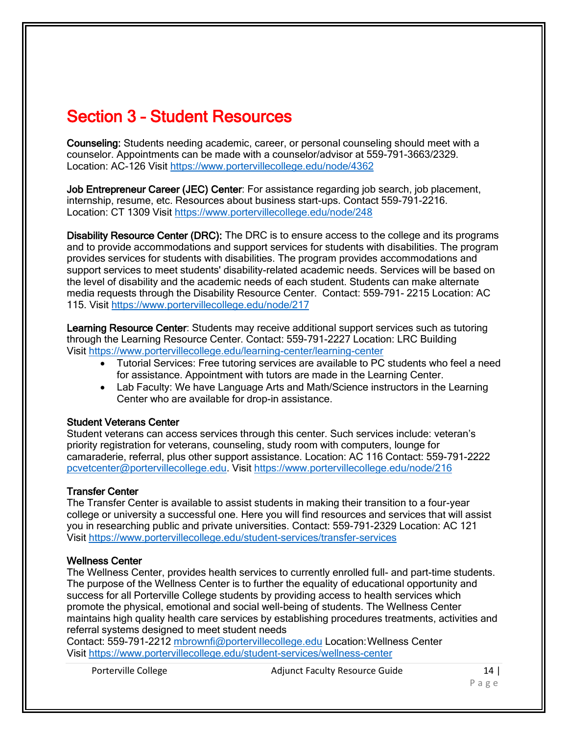# Section 3 – Student Resources

**Counseling:** Students needing academic, career, or personal counseling should meet with a counselor. Appointments can be made with a counselor/advisor at 559-791-3663/2329. Location: AC-126 Visit https://www.portervillecollege.edu/node/4362

**Job Entrepreneur Career (JEC) Center**: For assistance regarding job search, job placement, internship, resume, etc. Resources about business start-ups. Contact 559-791-2216. Location: CT 1309 Visit https://www.portervillecollege.edu/node/248

**Disability Resource Center (DRC):** The DRC is to ensure access to the college and its programs and to provide accommodations and support services for students with disabilities. The program provides services for students with disabilities. The program provides accommodations and support services to meet students' disability-related academic needs. Services will be based on the level of disability and the academic needs of each student. Students can make alternate media requests through the Disability Resource Center. Contact: 559-791- 2215 Location: AC 115. Visit https://www.portervillecollege.edu/node/217

**Learning Resource Center**: Students may receive additional support services such as tutoring through the Learning Resource Center. Contact: 559-791-2227 Location: LRC Building Visit https://www.portervillecollege.edu/learning-center/learning-center

- Tutorial Services: Free tutoring services are available to PC students who feel a need for assistance. Appointment with tutors are made in the Learning Center.
- Lab Faculty: We have Language Arts and Math/Science instructors in the Learning Center who are available for drop-in assistance.

**Student Veterans Center**
Student veterans can access services through this center. Such services include: veteran's priority registration for veterans, counseling, study room with computers, lounge for camaraderie, referral, plus other support assistance. Location: AC 116 Contact: 559-791-2222 pcvetcenter@portervillecollege.edu. Visit https://www.portervillecollege.edu/node/216

**Transfer Center**
The Transfer Center is available to assist students in making their transition to a four-year college or university a successful one. Here you will find resources and services that will assist you in researching public and private universities. Contact: 559-791-2329 Location: AC 121 Visit https://www.portervillecollege.edu/student-services/transfer-services

**Wellness Center**
The Wellness Center, provides health services to currently enrolled full- and part-time students. The purpose of the Wellness Center is to further the equality of educational opportunity and success for all Porterville College students by providing access to health services which promote the physical, emotional and social well-being of students. The Wellness Center maintains high quality health care services by establishing procedures treatments, activities and referral systems designed to meet student needs
Contact: 559-791-2212 mbrownfi@portervillecollege.edu Location: Wellness Center
Visit https://www.portervillecollege.edu/student-services/wellness-center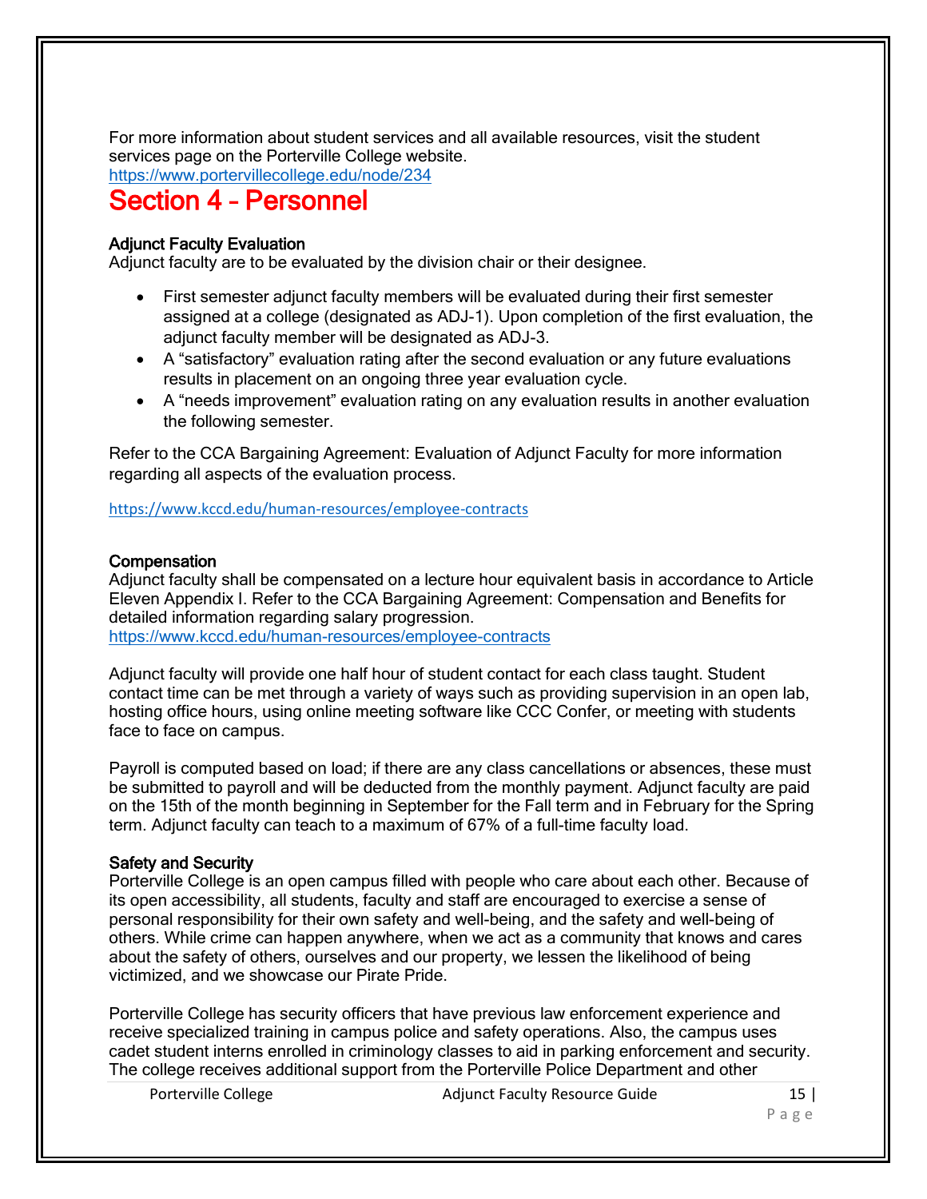For more information about student services and all available resources, visit the student services page on the Porterville College website.
https://www.portervillecollege.edu/node/234

# Section 4 – Personnel

### Adjunct Faculty Evaluation

Adjunct faculty are to be evaluated by the division chair or their designee.

- First semester adjunct faculty members will be evaluated during their first semester assigned at a college (designated as ADJ-1). Upon completion of the first evaluation, the adjunct faculty member will be designated as ADJ-3.
- A "satisfactory" evaluation rating after the second evaluation or any future evaluations results in placement on an ongoing three year evaluation cycle.
- A "needs improvement" evaluation rating on any evaluation results in another evaluation the following semester.

Refer to the CCA Bargaining Agreement: Evaluation of Adjunct Faculty for more information regarding all aspects of the evaluation process.

https://www.kccd.edu/human-resources/employee-contracts

### Compensation

Adjunct faculty shall be compensated on a lecture hour equivalent basis in accordance to Article Eleven Appendix I. Refer to the CCA Bargaining Agreement: Compensation and Benefits for detailed information regarding salary progression.
https://www.kccd.edu/human-resources/employee-contracts

Adjunct faculty will provide one half hour of student contact for each class taught. Student contact time can be met through a variety of ways such as providing supervision in an open lab, hosting office hours, using online meeting software like CCC Confer, or meeting with students face to face on campus.

Payroll is computed based on load; if there are any class cancellations or absences, these must be submitted to payroll and will be deducted from the monthly payment. Adjunct faculty are paid on the 15th of the month beginning in September for the Fall term and in February for the Spring term. Adjunct faculty can teach to a maximum of 67% of a full-time faculty load.

### Safety and Security

Porterville College is an open campus filled with people who care about each other. Because of its open accessibility, all students, faculty and staff are encouraged to exercise a sense of personal responsibility for their own safety and well-being, and the safety and well-being of others. While crime can happen anywhere, when we act as a community that knows and cares about the safety of others, ourselves and our property, we lessen the likelihood of being victimized, and we showcase our Pirate Pride.

Porterville College has security officers that have previous law enforcement experience and receive specialized training in campus police and safety operations. Also, the campus uses cadet student interns enrolled in criminology classes to aid in parking enforcement and security. The college receives additional support from the Porterville Police Department and other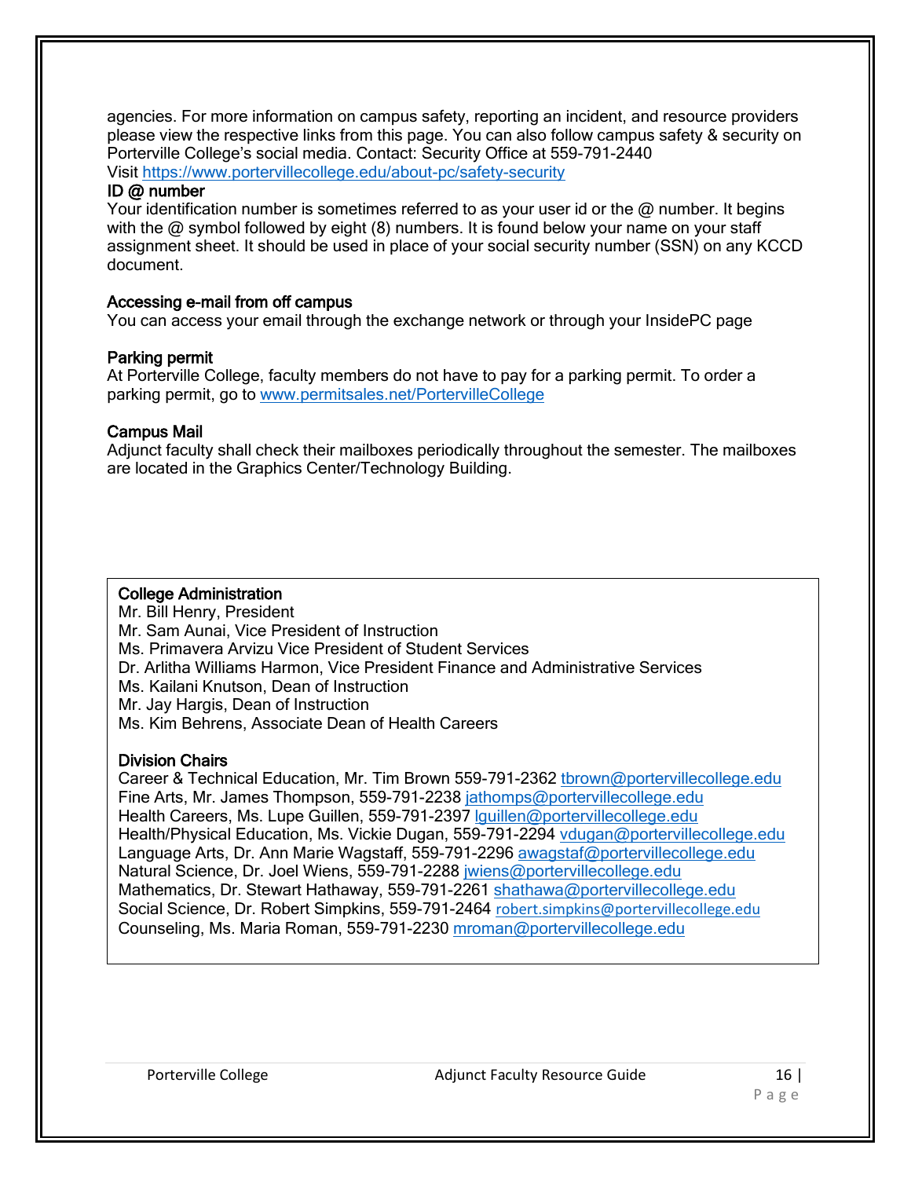agencies. For more information on campus safety, reporting an incident, and resource providers please view the respective links from this page. You can also follow campus safety & security on Porterville College's social media. Contact: Security Office at 559-791-2440
Visit https://www.portervillecollege.edu/about-pc/safety-security

### ID @ number

Your identification number is sometimes referred to as your user id or the @ number. It begins with the @ symbol followed by eight (8) numbers. It is found below your name on your staff assignment sheet. It should be used in place of your social security number (SSN) on any KCCD document.

### Accessing e-mail from off campus

You can access your email through the exchange network or through your InsidePC page

### Parking permit

At Porterville College, faculty members do not have to pay for a parking permit. To order a parking permit, go to www.permitsales.net/PortervilleCollege

### Campus Mail

Adjunct faculty shall check their mailboxes periodically throughout the semester. The mailboxes are located in the Graphics Center/Technology Building.

### College Administration

Mr. Bill Henry, President
Mr. Sam Aunai, Vice President of Instruction
Ms. Primavera Arvizu Vice President of Student Services
Dr. Arlitha Williams Harmon, Vice President Finance and Administrative Services
Ms. Kailani Knutson, Dean of Instruction
Mr. Jay Hargis, Dean of Instruction
Ms. Kim Behrens, Associate Dean of Health Careers

### Division Chairs

Career & Technical Education, Mr. Tim Brown 559-791-2362 tbrown@portervillecollege.edu
Fine Arts, Mr. James Thompson, 559-791-2238 jathomps@portervillecollege.edu
Health Careers, Ms. Lupe Guillen, 559-791-2397 lguillen@portervillecollege.edu
Health/Physical Education, Ms. Vickie Dugan, 559-791-2294 vdugan@portervillecollege.edu
Language Arts, Dr. Ann Marie Wagstaff, 559-791-2296 awagstaf@portervillecollege.edu
Natural Science, Dr. Joel Wiens, 559-791-2288 jwiens@portervillecollege.edu
Mathematics, Dr. Stewart Hathaway, 559-791-2261 shathawa@portervillecollege.edu
Social Science, Dr. Robert Simpkins, 559-791-2464 robert.simpkins@portervillecollege.edu
Counseling, Ms. Maria Roman, 559-791-2230 mroman@portervillecollege.edu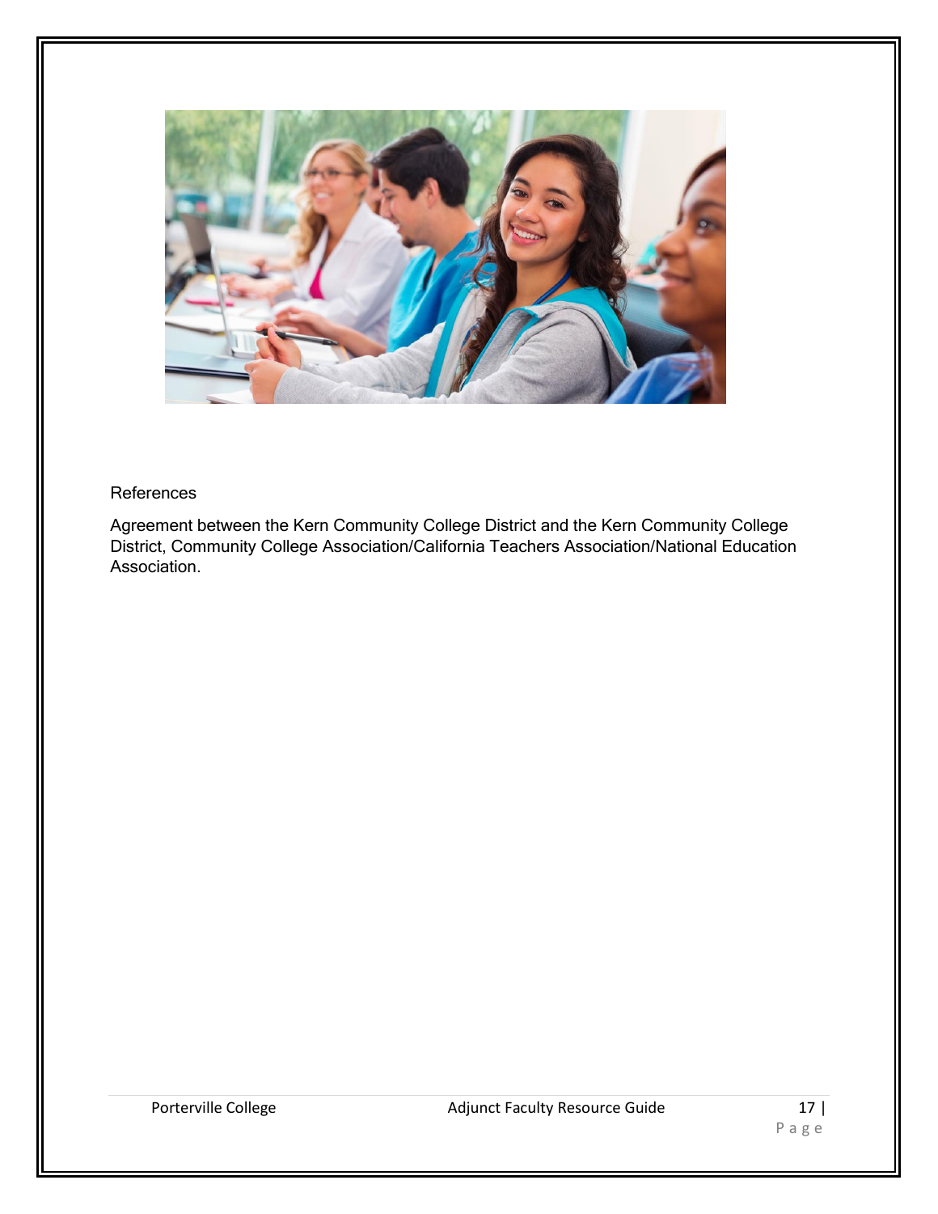References

Agreement between the Kern Community College District and the Kern Community College District, Community College Association/California Teachers Association/National Education Association.